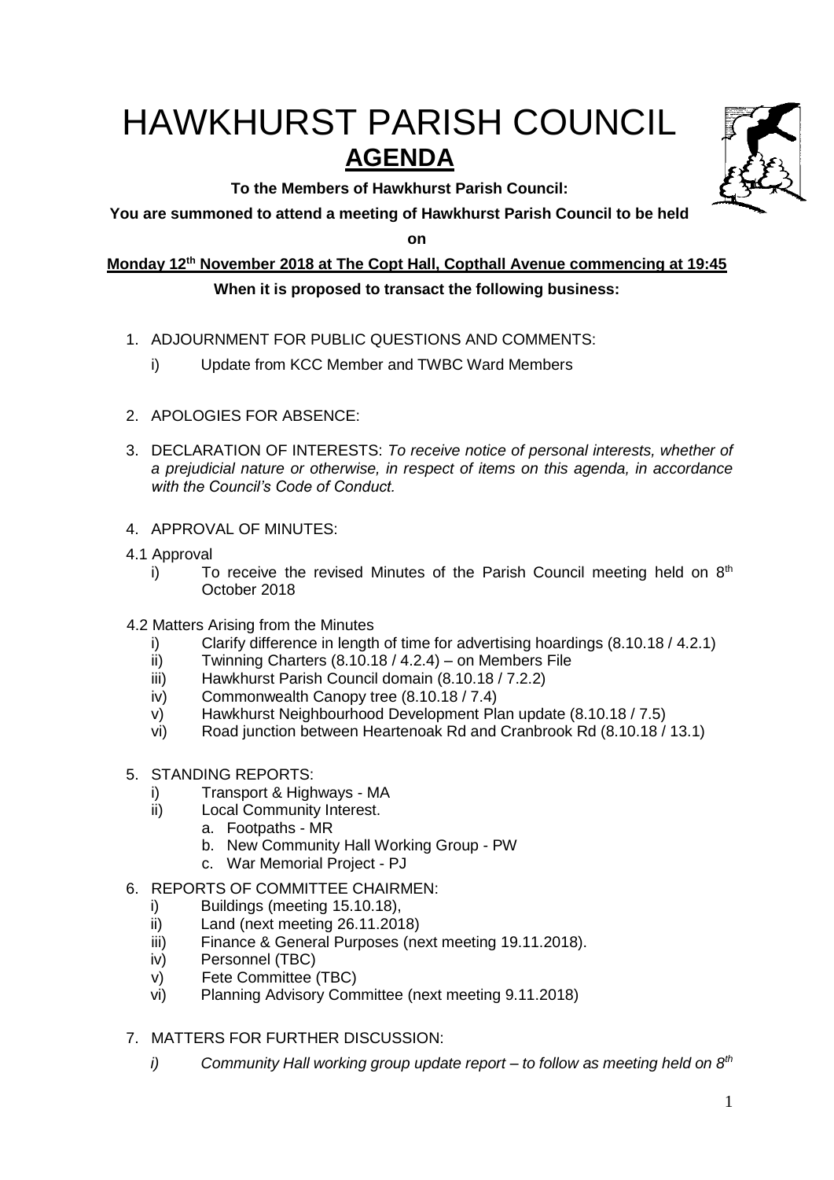# HAWKHURST PARISH COUNCIL

## AGENDA

**To the Members of Hawkhurst Parish Council:**

**You are summoned to attend a meeting of Hawkhurst Parish Council to be held on**

**Monday 12th November 2018 at The Copt Hall, Copthall Avenue commencing at 19:45**

**When it is proposed to transact the following business:**

1. ADJOURNMENT FOR PUBLIC QUESTIONS AND COMMENTS:
   - i) Update from KCC Member and TWBC Ward Members

2. APOLOGIES FOR ABSENCE:

3. DECLARATION OF INTERESTS: *To receive notice of personal interests, whether of a prejudicial nature or otherwise, in respect of items on this agenda, in accordance with the Council's Code of Conduct.*

4. APPROVAL OF MINUTES:

4.1 Approval
   - i) To receive the revised Minutes of the Parish Council meeting held on 8th October 2018

4.2 Matters Arising from the Minutes
   - i) Clarify difference in length of time for advertising hoardings (8.10.18 / 4.2.1)
   - ii) Twinning Charters (8.10.18 / 4.2.4) – on Members File
   - iii) Hawkhurst Parish Council domain (8.10.18 / 7.2.2)
   - iv) Commonwealth Canopy tree (8.10.18 / 7.4)
   - v) Hawkhurst Neighbourhood Development Plan update (8.10.18 / 7.5)
   - vi) Road junction between Heartenoak Rd and Cranbrook Rd (8.10.18 / 13.1)

5. STANDING REPORTS:
   - i) Transport & Highways - MA
   - ii) Local Community Interest.
     - a. Footpaths - MR
     - b. New Community Hall Working Group - PW
     - c. War Memorial Project - PJ

6. REPORTS OF COMMITTEE CHAIRMEN:
   - i) Buildings (meeting 15.10.18),
   - ii) Land (next meeting 26.11.2018)
   - iii) Finance & General Purposes (next meeting 19.11.2018).
   - iv) Personnel (TBC)
   - v) Fete Committee (TBC)
   - vi) Planning Advisory Committee (next meeting 9.11.2018)

7. MATTERS FOR FURTHER DISCUSSION:
   - *i) Community Hall working group update report – to follow as meeting held on 8th*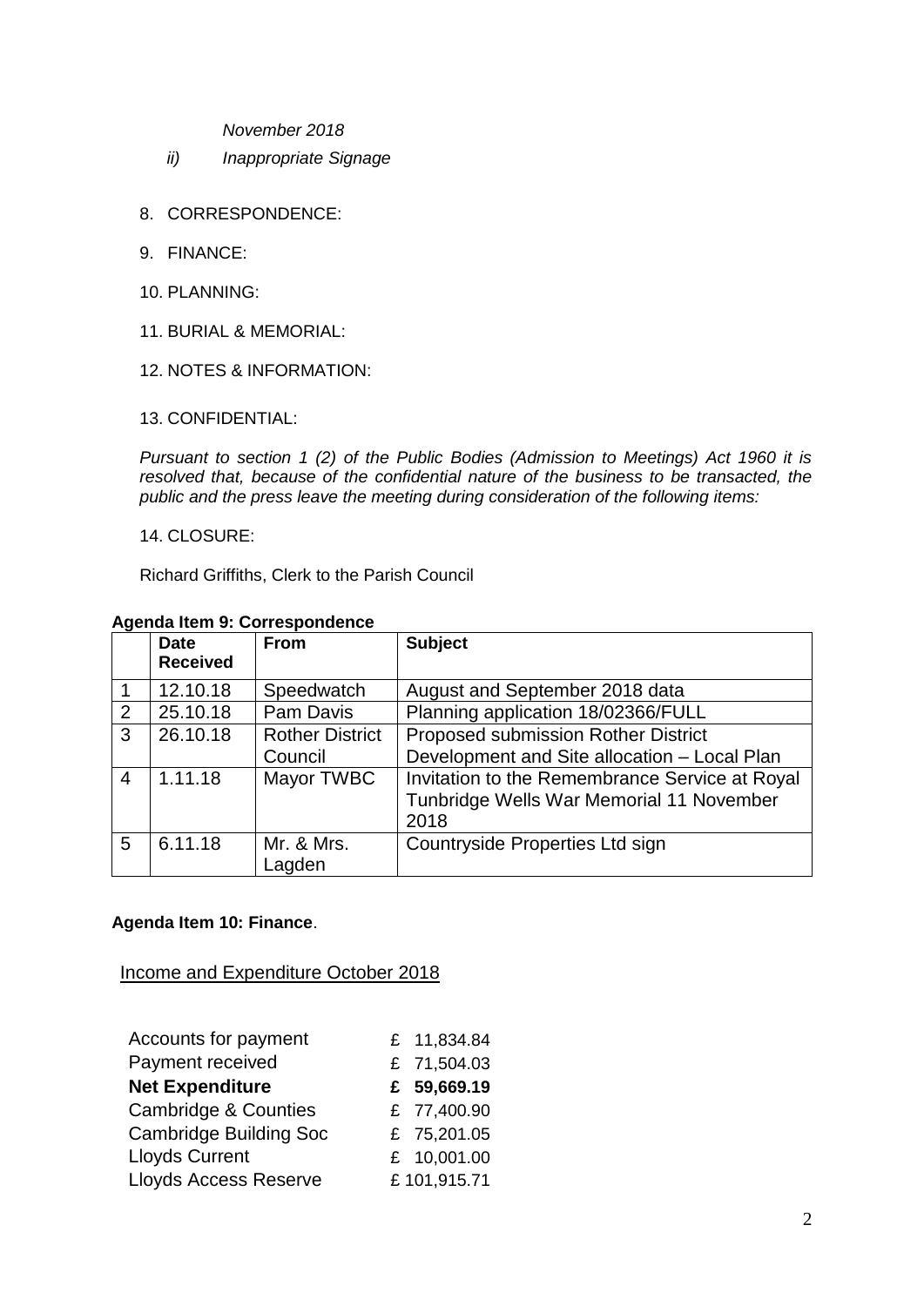*November 2018*

*ii) Inappropriate Signage*

8. CORRESPONDENCE:

9. FINANCE:

10. PLANNING:

11. BURIAL & MEMORIAL:

12. NOTES & INFORMATION:

13. CONFIDENTIAL:

*Pursuant to section 1 (2) of the Public Bodies (Admission to Meetings) Act 1960 it is resolved that, because of the confidential nature of the business to be transacted, the public and the press leave the meeting during consideration of the following items:*

14. CLOSURE:

Richard Griffiths, Clerk to the Parish Council

**Agenda Item 9: Correspondence**

| | Date Received | From | Subject |
|---|---|---|---|
| 1 | 12.10.18 | Speedwatch | August and September 2018 data |
| 2 | 25.10.18 | Pam Davis | Planning application 18/02366/FULL |
| 3 | 26.10.18 | Rother District Council | Proposed submission Rother District Development and Site allocation – Local Plan |
| 4 | 1.11.18 | Mayor TWBC | Invitation to the Remembrance Service at Royal Tunbridge Wells War Memorial 11 November 2018 |
| 5 | 6.11.18 | Mr. & Mrs. Lagden | Countryside Properties Ltd sign |

**Agenda Item 10: Finance**.

Income and Expenditure October 2018

| | |
|---|---|
| Accounts for payment | £ 11,834.84 |
| Payment received | £ 71,504.03 |
| **Net Expenditure** | **£ 59,669.19** |
| Cambridge & Counties | £ 77,400.90 |
| Cambridge Building Soc | £ 75,201.05 |
| Lloyds Current | £ 10,001.00 |
| Lloyds Access Reserve | £ 101,915.71 |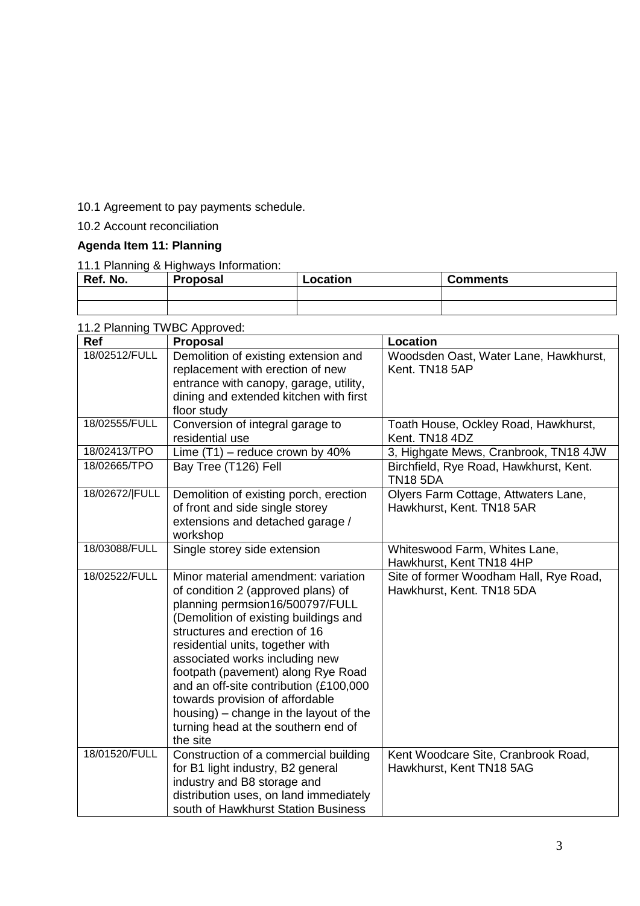10.1 Agreement to pay payments schedule.

10.2 Account reconciliation

**Agenda Item 11: Planning**

11.1 Planning & Highways Information:

| Ref. No. | Proposal | Location | Comments |
|---|---|---|---|
| | | | |
| | | | |

11.2 Planning TWBC Approved:

| Ref | Proposal | Location |
|---|---|---|
| 18/02512/FULL | Demolition of existing extension and replacement with erection of new entrance with canopy, garage, utility, dining and extended kitchen with first floor study | Woodsden Oast, Water Lane, Hawkhurst, Kent. TN18 5AP |
| 18/02555/FULL | Conversion of integral garage to residential use | Toath House, Ockley Road, Hawkhurst, Kent. TN18 4DZ |
| 18/02413/TPO | Lime (T1) – reduce crown by 40% | 3, Highgate Mews, Cranbrook, TN18 4JW |
| 18/02665/TPO | Bay Tree (T126) Fell | Birchfield, Rye Road, Hawkhurst, Kent. TN18 5DA |
| 18/02672/\|FULL | Demolition of existing porch, erection of front and side single storey extensions and detached garage / workshop | Olyers Farm Cottage, Attwaters Lane, Hawkhurst, Kent. TN18 5AR |
| 18/03088/FULL | Single storey side extension | Whiteswood Farm, Whites Lane, Hawkhurst, Kent TN18 4HP |
| 18/02522/FULL | Minor material amendment: variation of condition 2 (approved plans) of planning permsion16/500797/FULL (Demolition of existing buildings and structures and erection of 16 residential units, together with associated works including new footpath (pavement) along Rye Road and an off-site contribution (£100,000 towards provision of affordable housing) – change in the layout of the turning head at the southern end of the site | Site of former Woodham Hall, Rye Road, Hawkhurst, Kent. TN18 5DA |
| 18/01520/FULL | Construction of a commercial building for B1 light industry, B2 general industry and B8 storage and distribution uses, on land immediately south of Hawkhurst Station Business | Kent Woodcare Site, Cranbrook Road, Hawkhurst, Kent TN18 5AG |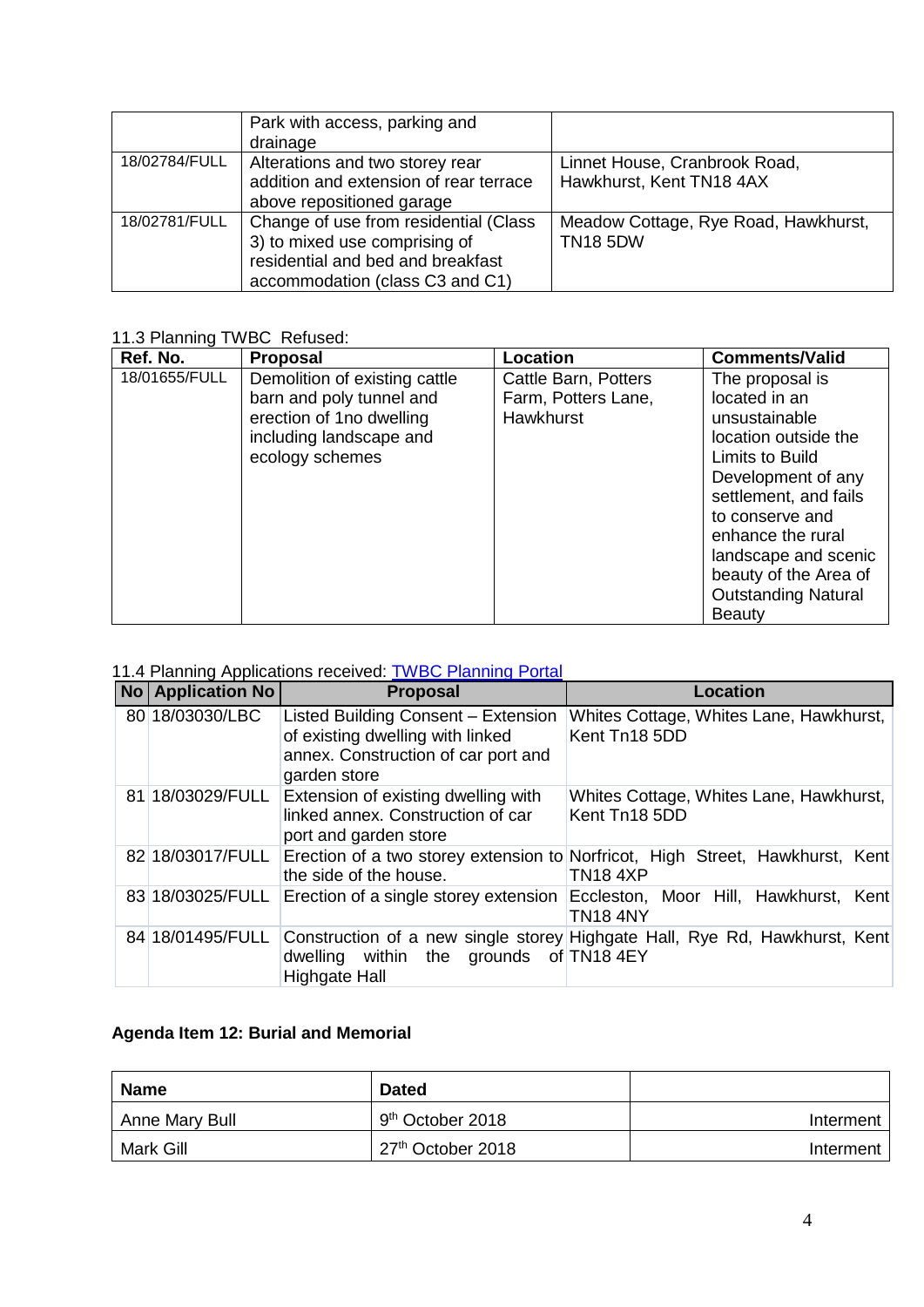| | | |
|---|---|---|
| | Park with access, parking and drainage | |
| 18/02784/FULL | Alterations and two storey rear addition and extension of rear terrace above repositioned garage | Linnet House, Cranbrook Road, Hawkhurst, Kent TN18 4AX |
| 18/02781/FULL | Change of use from residential (Class 3) to mixed use comprising of residential and bed and breakfast accommodation (class C3 and C1) | Meadow Cottage, Rye Road, Hawkhurst, TN18 5DW |

11.3 Planning TWBC Refused:

| Ref. No. | Proposal | Location | Comments/Valid |
|---|---|---|---|
| 18/01655/FULL | Demolition of existing cattle barn and poly tunnel and erection of 1no dwelling including landscape and ecology schemes | Cattle Barn, Potters Farm, Potters Lane, Hawkhurst | The proposal is located in an unsustainable location outside the Limits to Build Development of any settlement, and fails to conserve and enhance the rural landscape and scenic beauty of the Area of Outstanding Natural Beauty |

11.4 Planning Applications received: [TWBC Planning Portal]

| No | Application No | Proposal | Location |
|---|---|---|---|
| 80 | 18/03030/LBC | Listed Building Consent – Extension of existing dwelling with linked annex. Construction of car port and garden store | Whites Cottage, Whites Lane, Hawkhurst, Kent Tn18 5DD |
| 81 | 18/03029/FULL | Extension of existing dwelling with linked annex. Construction of car port and garden store | Whites Cottage, Whites Lane, Hawkhurst, Kent Tn18 5DD |
| 82 | 18/03017/FULL | Erection of a two storey extension to the side of the house. | Norfricot, High Street, Hawkhurst, Kent TN18 4XP |
| 83 | 18/03025/FULL | Erection of a single storey extension | Eccleston, Moor Hill, Hawkhurst, Kent TN18 4NY |
| 84 | 18/01495/FULL | Construction of a new single storey dwelling within the grounds of Highgate Hall | Highgate Hall, Rye Rd, Hawkhurst, Kent TN18 4EY |

**Agenda Item 12: Burial and Memorial**

| Name | Dated | |
|---|---|---|
| Anne Mary Bull | 9th October 2018 | Interment |
| Mark Gill | 27th October 2018 | Interment |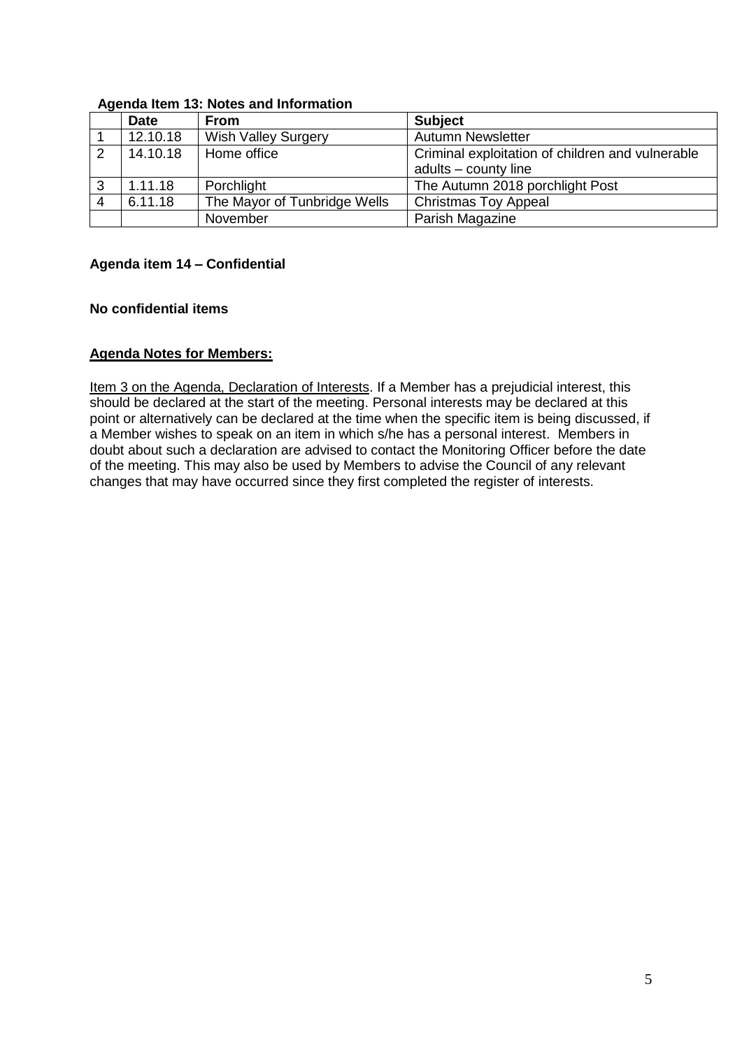**Agenda Item 13: Notes and Information**

| | Date | From | Subject |
|---|---|---|---|
| 1 | 12.10.18 | Wish Valley Surgery | Autumn Newsletter |
| 2 | 14.10.18 | Home office | Criminal exploitation of children and vulnerable adults – county line |
| 3 | 1.11.18 | Porchlight | The Autumn 2018 porchlight Post |
| 4 | 6.11.18 | The Mayor of Tunbridge Wells | Christmas Toy Appeal |
| | | November | Parish Magazine |

**Agenda item 14 – Confidential**

**No confidential items**

**Agenda Notes for Members:**

Item 3 on the Agenda, Declaration of Interests. If a Member has a prejudicial interest, this should be declared at the start of the meeting. Personal interests may be declared at this point or alternatively can be declared at the time when the specific item is being discussed, if a Member wishes to speak on an item in which s/he has a personal interest. Members in doubt about such a declaration are advised to contact the Monitoring Officer before the date of the meeting. This may also be used by Members to advise the Council of any relevant changes that may have occurred since they first completed the register of interests.